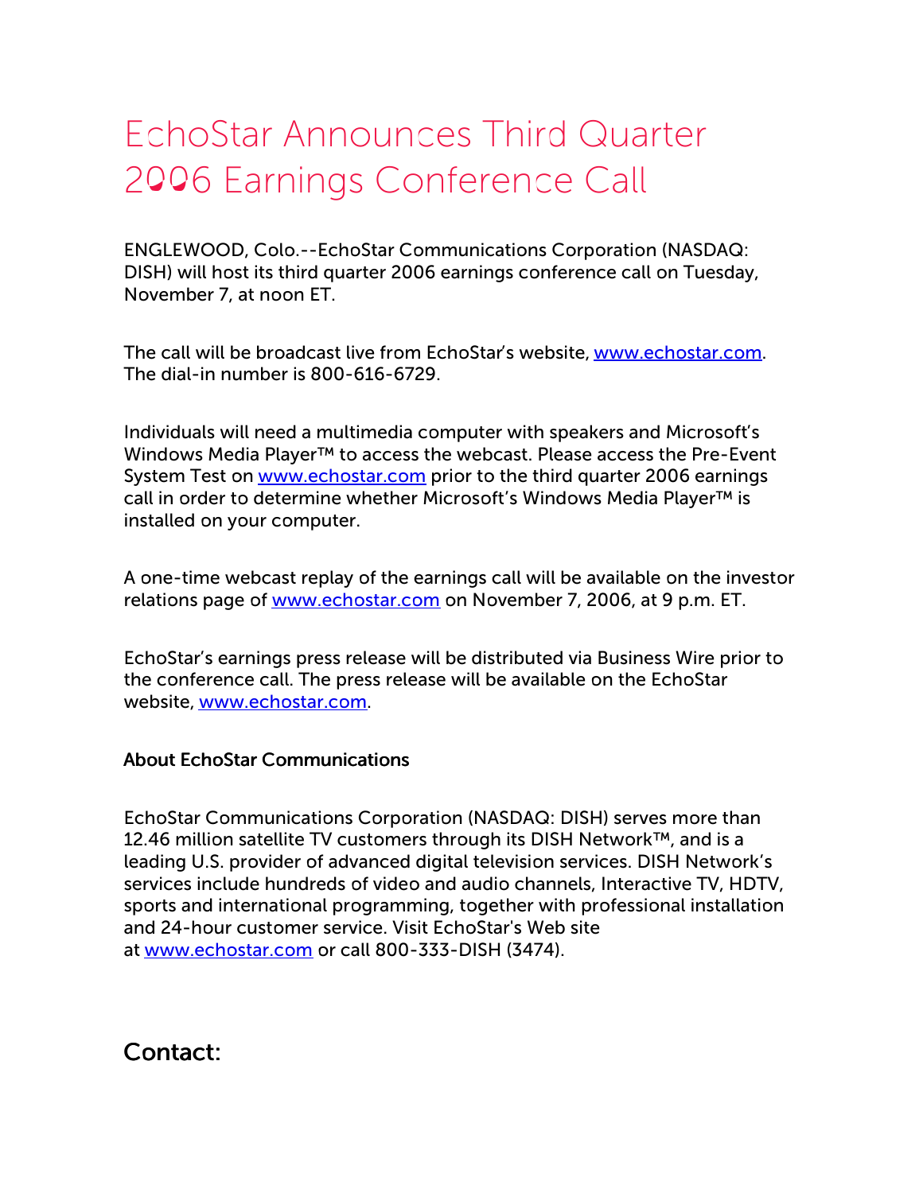# EchoStar Announces Third Quarter 2006 Earnings Conference Call

ENGLEWOOD, Colo.--EchoStar Communications Corporation (NASDAQ: DISH) will host its third quarter 2006 earnings conference call on Tuesday, November 7, at noon ET.

The call will be broadcast live from EchoStar's website, www.echostar.com. The dial-in number is 800-616-6729.

Individuals will need a multimedia computer with speakers and Microsoft's Windows Media Player™ to access the webcast. Please access the Pre-Event System Test on www.echostar.com prior to the third quarter 2006 earnings call in order to determine whether Microsoft's Windows Media Player™ is installed on your computer.

A one-time webcast replay of the earnings call will be available on the investor relations page of www.echostar.com on November 7, 2006, at 9 p.m. ET.

EchoStar's earnings press release will be distributed via Business Wire prior to the conference call. The press release will be available on the EchoStar website, www.echostar.com.

**About EchoStar Communications**

EchoStar Communications Corporation (NASDAQ: DISH) serves more than 12.46 million satellite TV customers through its DISH Network™, and is a leading U.S. provider of advanced digital television services. DISH Network's services include hundreds of video and audio channels, Interactive TV, HDTV, sports and international programming, together with professional installation and 24-hour customer service. Visit EchoStar's Web site at www.echostar.com or call 800-333-DISH (3474).

## Contact: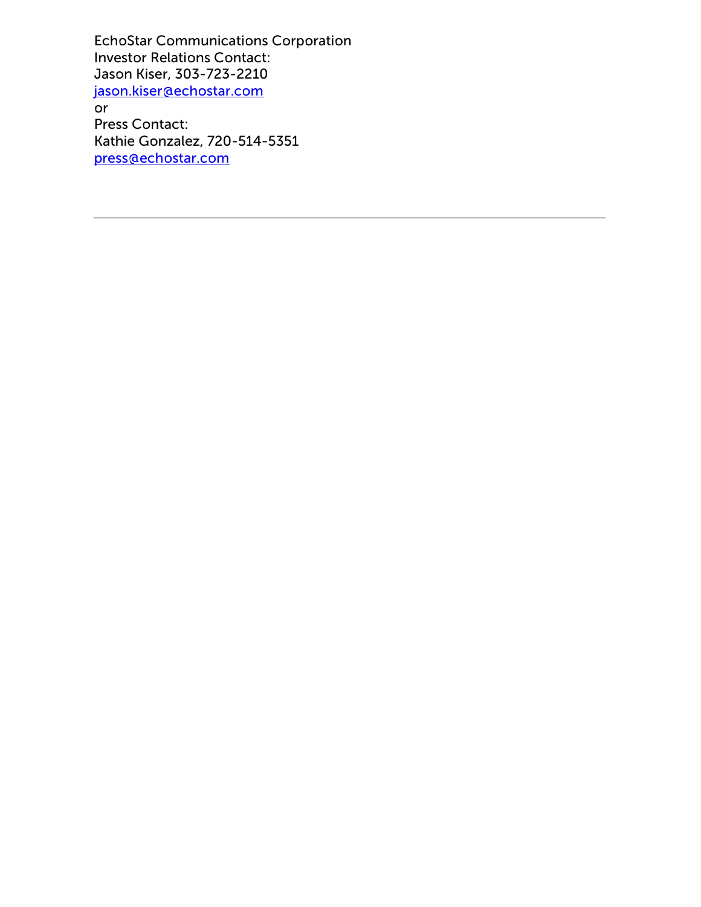EchoStar Communications Corporation
Investor Relations Contact:
Jason Kiser, 303-723-2210
jason.kiser@echostar.com
or
Press Contact:
Kathie Gonzalez, 720-514-5351
press@echostar.com

---